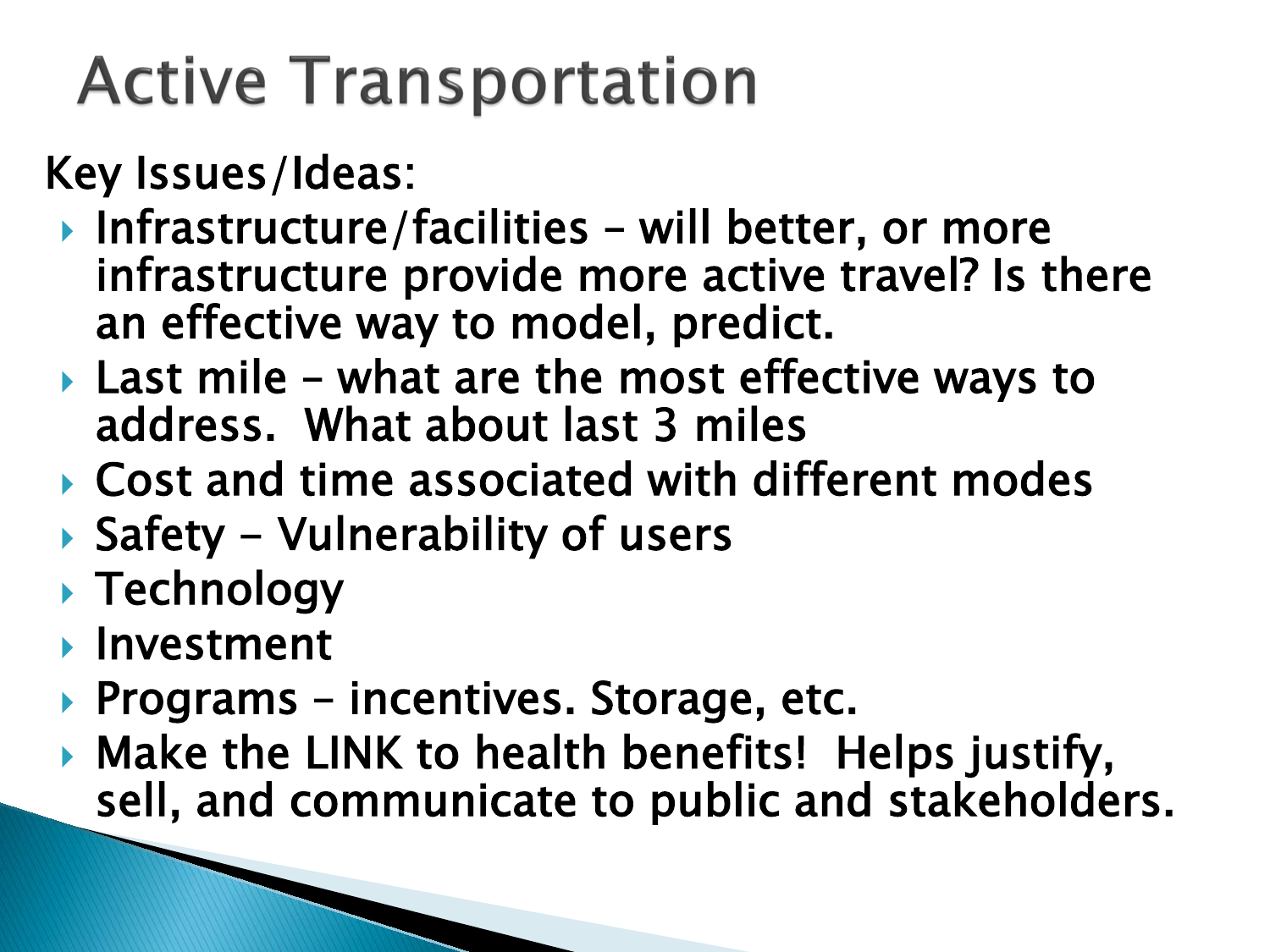# Active Transportation

Key Issues/Ideas:

- Infrastructure/facilities – will better, or more infrastructure provide more active travel? Is there an effective way to model, predict.
- Last mile – what are the most effective ways to address. What about last 3 miles
- Cost and time associated with different modes
- Safety - Vulnerability of users
- Technology
- Investment
- Programs – incentives. Storage, etc.
- Make the LINK to health benefits! Helps justify, sell, and communicate to public and stakeholders.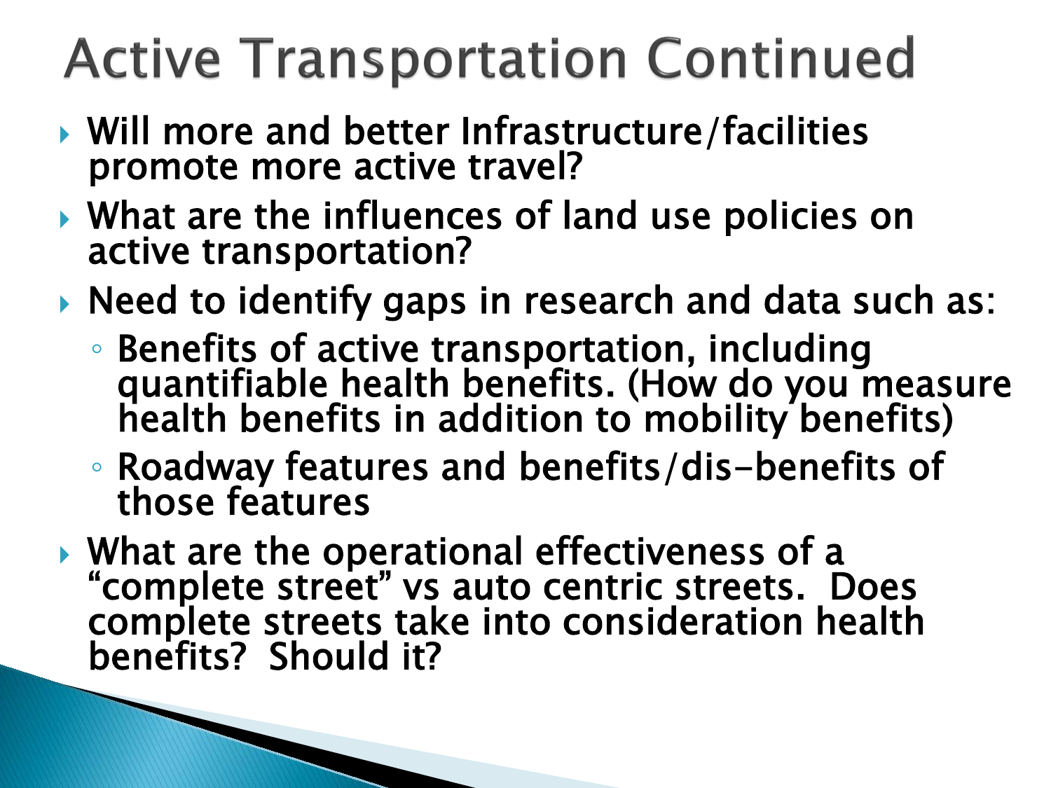# Active Transportation Continued

- Will more and better Infrastructure/facilities promote more active travel?
- What are the influences of land use policies on active transportation?
- Need to identify gaps in research and data such as:
  - Benefits of active transportation, including quantifiable health benefits. (How do you measure health benefits in addition to mobility benefits)
  - Roadway features and benefits/dis-benefits of those features
- What are the operational effectiveness of a "complete street" vs auto centric streets. Does complete streets take into consideration health benefits? Should it?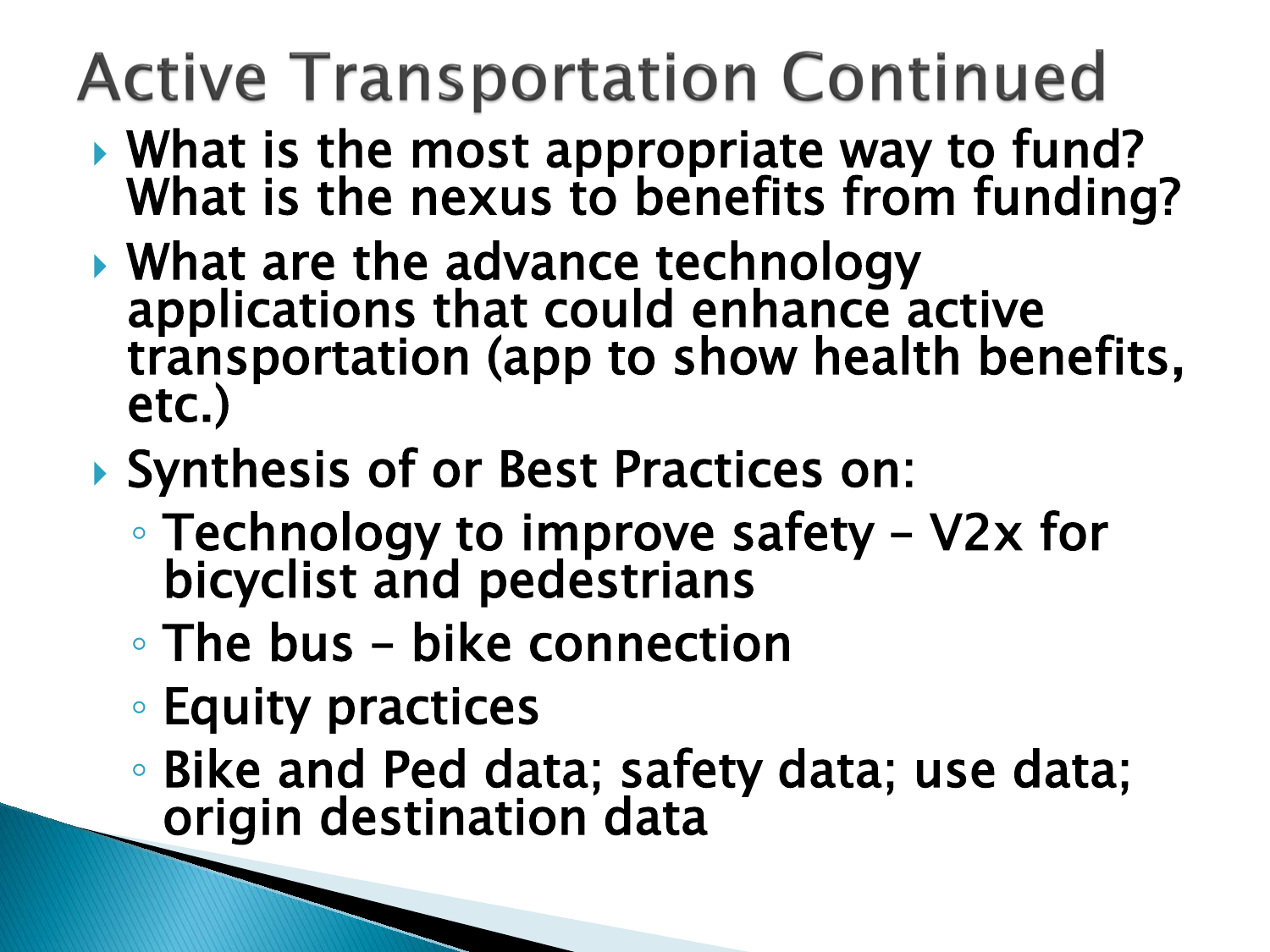# Active Transportation Continued

- What is the most appropriate way to fund? What is the nexus to benefits from funding?
- What are the advance technology applications that could enhance active transportation (app to show health benefits, etc.)
- Synthesis of or Best Practices on:
  - Technology to improve safety – V2x for bicyclist and pedestrians
  - The bus – bike connection
  - Equity practices
  - Bike and Ped data; safety data; use data; origin destination data